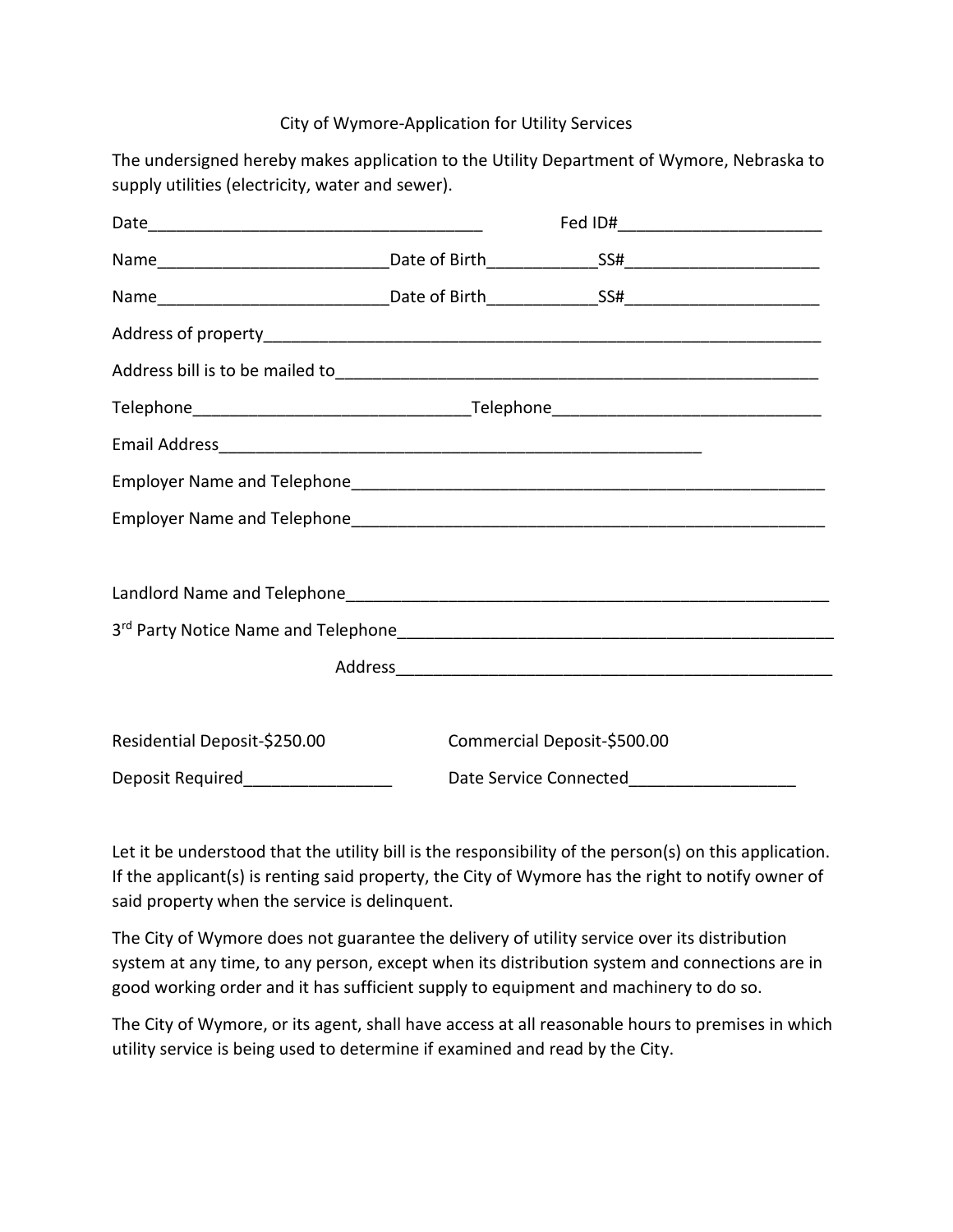City of Wymore-Application for Utility Services

The undersigned hereby makes application to the Utility Department of Wymore, Nebraska to supply utilities (electricity, water and sewer).

Date_____________________________________ Fed ID#______________________

Name_________________________Date of Birth____________SS#_____________________

Name_________________________Date of Birth____________SS#_____________________

Address of property______________________________________________________________

Address bill is to be mailed to_____________________________________________________

Telephone_____________________________Telephone_____________________________

Email Address______________________________________________________

Employer Name and Telephone_____________________________________________________

Employer Name and Telephone_____________________________________________________

Landlord Name and Telephone_____________________________________________________

3rd Party Notice Name and Telephone________________________________________________

Address_________________________________________________

Residential Deposit-$250.00 Commercial Deposit-$500.00

Deposit Required________________ Date Service Connected__________________

Let it be understood that the utility bill is the responsibility of the person(s) on this application. If the applicant(s) is renting said property, the City of Wymore has the right to notify owner of said property when the service is delinquent.

The City of Wymore does not guarantee the delivery of utility service over its distribution system at any time, to any person, except when its distribution system and connections are in good working order and it has sufficient supply to equipment and machinery to do so.

The City of Wymore, or its agent, shall have access at all reasonable hours to premises in which utility service is being used to determine if examined and read by the City.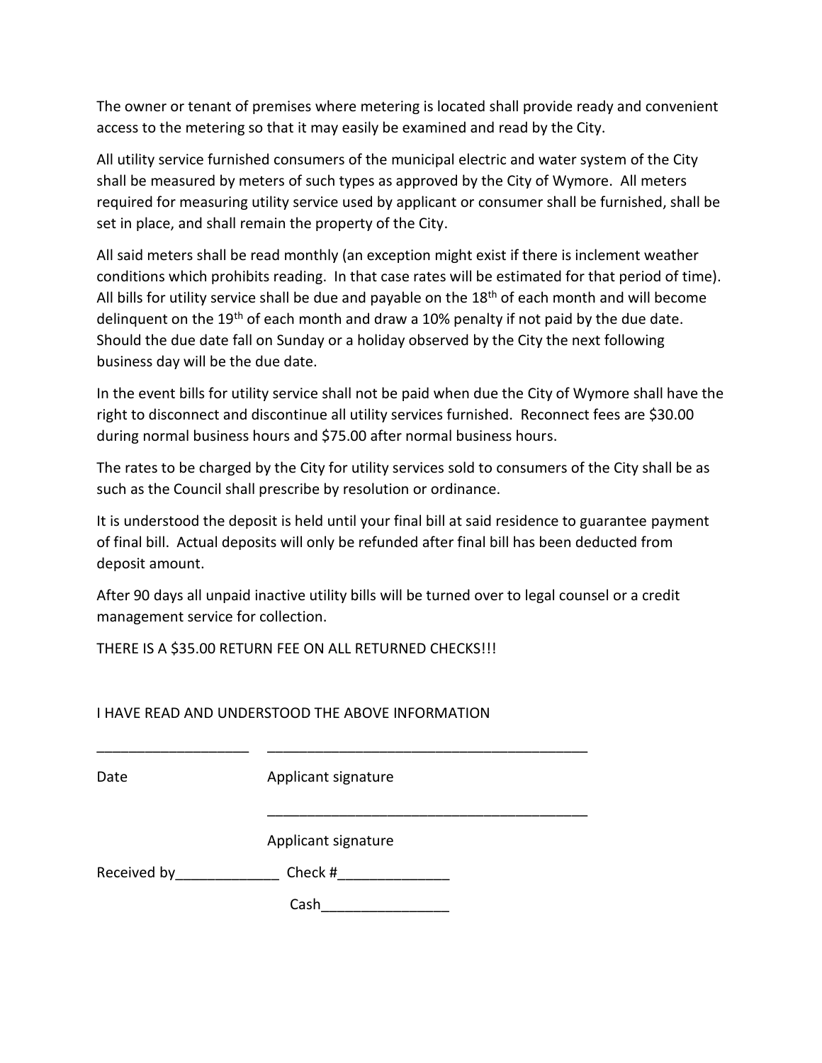The owner or tenant of premises where metering is located shall provide ready and convenient access to the metering so that it may easily be examined and read by the City.

All utility service furnished consumers of the municipal electric and water system of the City shall be measured by meters of such types as approved by the City of Wymore. All meters required for measuring utility service used by applicant or consumer shall be furnished, shall be set in place, and shall remain the property of the City.

All said meters shall be read monthly (an exception might exist if there is inclement weather conditions which prohibits reading. In that case rates will be estimated for that period of time). All bills for utility service shall be due and payable on the 18th of each month and will become delinquent on the 19th of each month and draw a 10% penalty if not paid by the due date. Should the due date fall on Sunday or a holiday observed by the City the next following business day will be the due date.

In the event bills for utility service shall not be paid when due the City of Wymore shall have the right to disconnect and discontinue all utility services furnished. Reconnect fees are $30.00 during normal business hours and $75.00 after normal business hours.

The rates to be charged by the City for utility services sold to consumers of the City shall be as such as the Council shall prescribe by resolution or ordinance.

It is understood the deposit is held until your final bill at said residence to guarantee payment of final bill. Actual deposits will only be refunded after final bill has been deducted from deposit amount.

After 90 days all unpaid inactive utility bills will be turned over to legal counsel or a credit management service for collection.

THERE IS A $35.00 RETURN FEE ON ALL RETURNED CHECKS!!!

I HAVE READ AND UNDERSTOOD THE ABOVE INFORMATION

\_\_\_\_\_\_\_\_\_\_\_\_\_\_\_\_\_\_\_ \_\_\_\_\_\_\_\_\_\_\_\_\_\_\_\_\_\_\_\_\_\_\_\_\_\_\_\_\_\_\_\_\_\_\_\_\_\_\_\_\_

Date Applicant signature

\_\_\_\_\_\_\_\_\_\_\_\_\_\_\_\_\_\_\_\_\_\_\_\_\_\_\_\_\_\_\_\_\_\_\_\_\_\_\_\_\_

Applicant signature

Received by\_\_\_\_\_\_\_\_\_\_\_\_\_ Check #\_\_\_\_\_\_\_\_\_\_\_\_\_\_

Cash\_\_\_\_\_\_\_\_\_\_\_\_\_\_\_\_